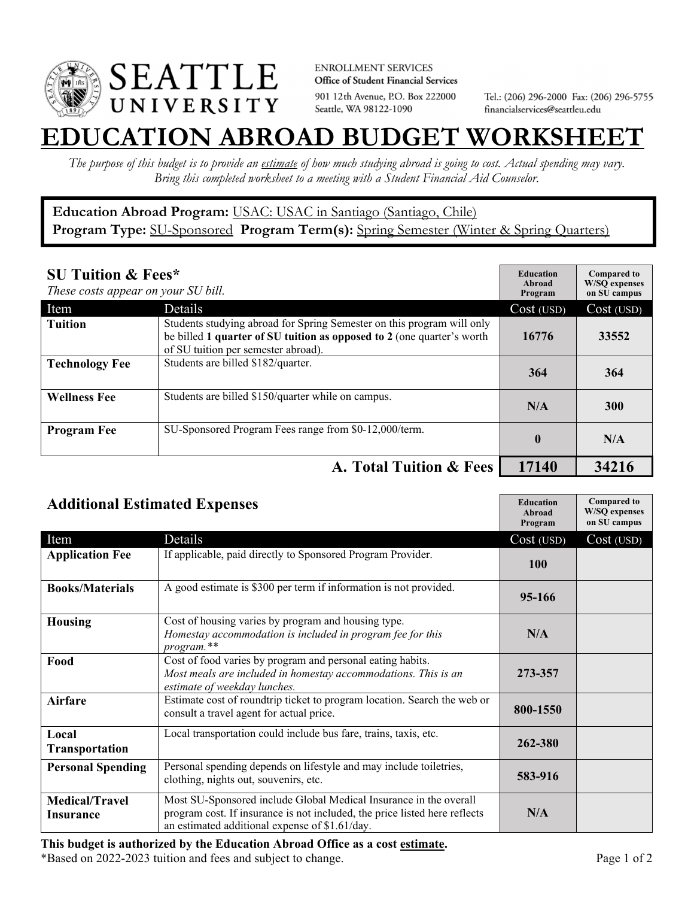SEATTLE UNIVERSITY

ENROLLMENT SERVICES
**Office of Student Financial Services**
901 12th Avenue, P.O. Box 222000
Seattle, WA 98122-1090

Tel.: (206) 296-2000 Fax: (206) 296-5755
financialservices@seattleu.edu

# EDUCATION ABROAD BUDGET WORKSHEET

*The purpose of this budget is to provide an estimate of how much studying abroad is going to cost. Actual spending may vary. Bring this completed worksheet to a meeting with a Student Financial Aid Counselor.*

**Education Abroad Program:** USAC: USAC in Santiago (Santiago, Chile)
**Program Type:** SU-Sponsored **Program Term(s):** Spring Semester (Winter & Spring Quarters)

## SU Tuition & Fees*

*These costs appear on your SU bill.*

| Item | Details | Education Abroad Program Cost (USD) | Compared to W/SQ expenses on SU campus Cost (USD) |
|---|---|---|---|
| **Tuition** | Students studying abroad for Spring Semester on this program will only be billed **1 quarter of SU tuition as opposed to 2** (one quarter's worth of SU tuition per semester abroad). | 16776 | 33552 |
| **Technology Fee** | Students are billed $182/quarter. | 364 | 364 |
| **Wellness Fee** | Students are billed $150/quarter while on campus. | N/A | 300 |
| **Program Fee** | SU-Sponsored Program Fees range from $0-12,000/term. | 0 | N/A |
| | **A. Total Tuition & Fees** | **17140** | **34216** |

## Additional Estimated Expenses

| Item | Details | Education Abroad Program Cost (USD) | Compared to W/SQ expenses on SU campus Cost (USD) |
|---|---|---|---|
| **Application Fee** | If applicable, paid directly to Sponsored Program Provider. | 100 | |
| **Books/Materials** | A good estimate is $300 per term if information is not provided. | 95-166 | |
| **Housing** | Cost of housing varies by program and housing type. *Homestay accommodation is included in program fee for this program.*** | N/A | |
| **Food** | Cost of food varies by program and personal eating habits. *Most meals are included in homestay accommodations. This is an estimate of weekday lunches.* | 273-357 | |
| **Airfare** | Estimate cost of roundtrip ticket to program location. Search the web or consult a travel agent for actual price. | 800-1550 | |
| **Local Transportation** | Local transportation could include bus fare, trains, taxis, etc. | 262-380 | |
| **Personal Spending** | Personal spending depends on lifestyle and may include toiletries, clothing, nights out, souvenirs, etc. | 583-916 | |
| **Medical/Travel Insurance** | Most SU-Sponsored include Global Medical Insurance in the overall program cost. If insurance is not included, the price listed here reflects an estimated additional expense of $1.61/day. | N/A | |

**This budget is authorized by the Education Abroad Office as a cost estimate.**
*Based on 2022-2023 tuition and fees and subject to change.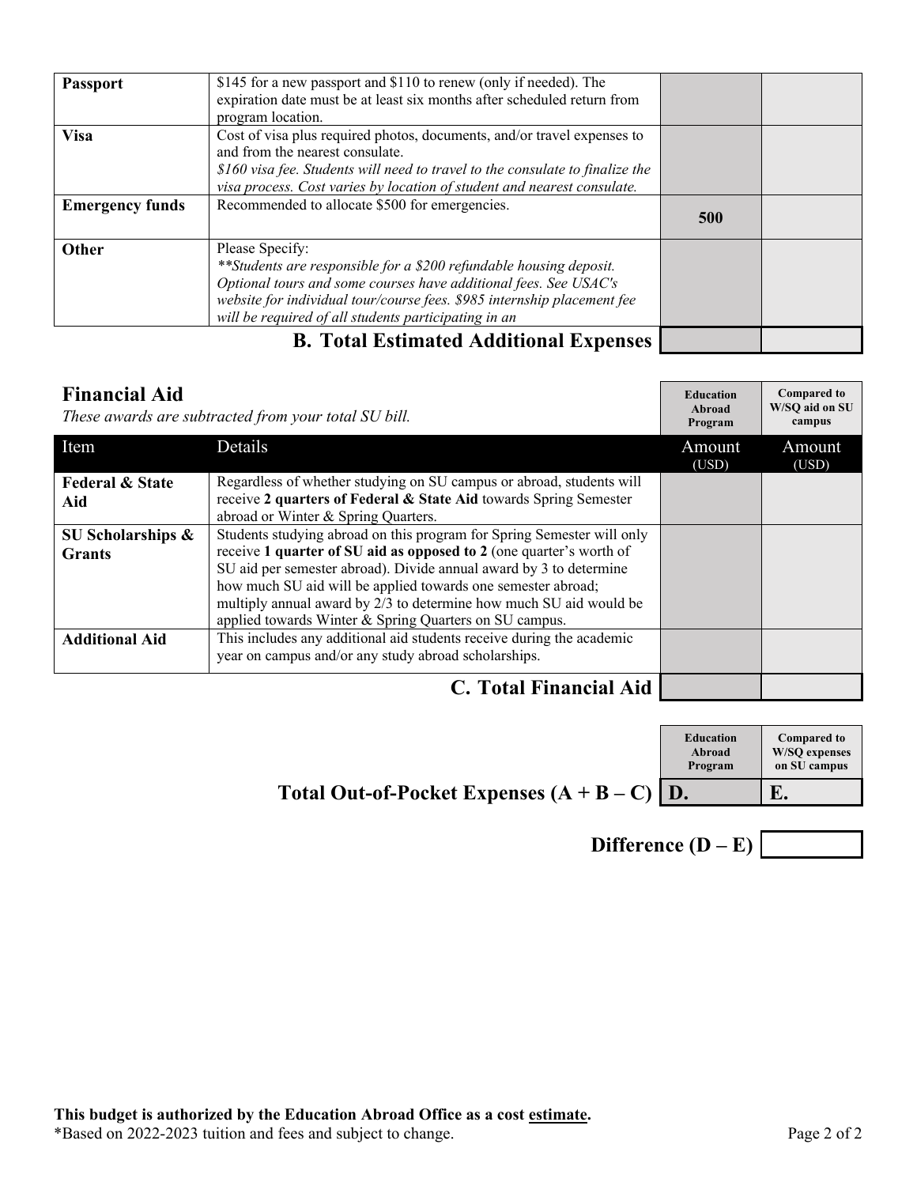| | | | |
|---|---|---|---|
| **Passport** | $145 for a new passport and $110 to renew (only if needed). The expiration date must be at least six months after scheduled return from program location. | | |
| **Visa** | Cost of visa plus required photos, documents, and/or travel expenses to and from the nearest consulate. *$160 visa fee. Students will need to travel to the consulate to finalize the visa process. Cost varies by location of student and nearest consulate.* | | |
| **Emergency funds** | Recommended to allocate $500 for emergencies. | **500** | |
| **Other** | Please Specify: *\*\*Students are responsible for a $200 refundable housing deposit. Optional tours and some courses have additional fees. See USAC's website for individual tour/course fees. $985 internship placement fee will be required of all students participating in an* | | |
| | **B. Total Estimated Additional Expenses** | | |

## Financial Aid

*These awards are subtracted from your total SU bill.*

| | | **Education Abroad Program** | **Compared to W/SQ aid on SU campus** |
|---|---|---|---|
| Item | Details | Amount (USD) | Amount (USD) |
| **Federal & State Aid** | Regardless of whether studying on SU campus or abroad, students will receive **2 quarters of Federal & State Aid** towards Spring Semester abroad or Winter & Spring Quarters. | | |
| **SU Scholarships & Grants** | Students studying abroad on this program for Spring Semester will only receive **1 quarter of SU aid as opposed to 2** (one quarter's worth of SU aid per semester abroad). Divide annual award by 3 to determine how much SU aid will be applied towards one semester abroad; multiply annual award by 2/3 to determine how much SU aid would be applied towards Winter & Spring Quarters on SU campus. | | |
| **Additional Aid** | This includes any additional aid students receive during the academic year on campus and/or any study abroad scholarships. | | |
| | **C. Total Financial Aid** | | |

| | **Education Abroad Program** | **Compared to W/SQ expenses on SU campus** |
|---|---|---|
| **Total Out-of-Pocket Expenses (A + B – C)** | **D.** | **E.** |

**Difference (D – E)**

**This budget is authorized by the Education Abroad Office as a cost estimate.**

*Based on 2022-2023 tuition and fees and subject to change.